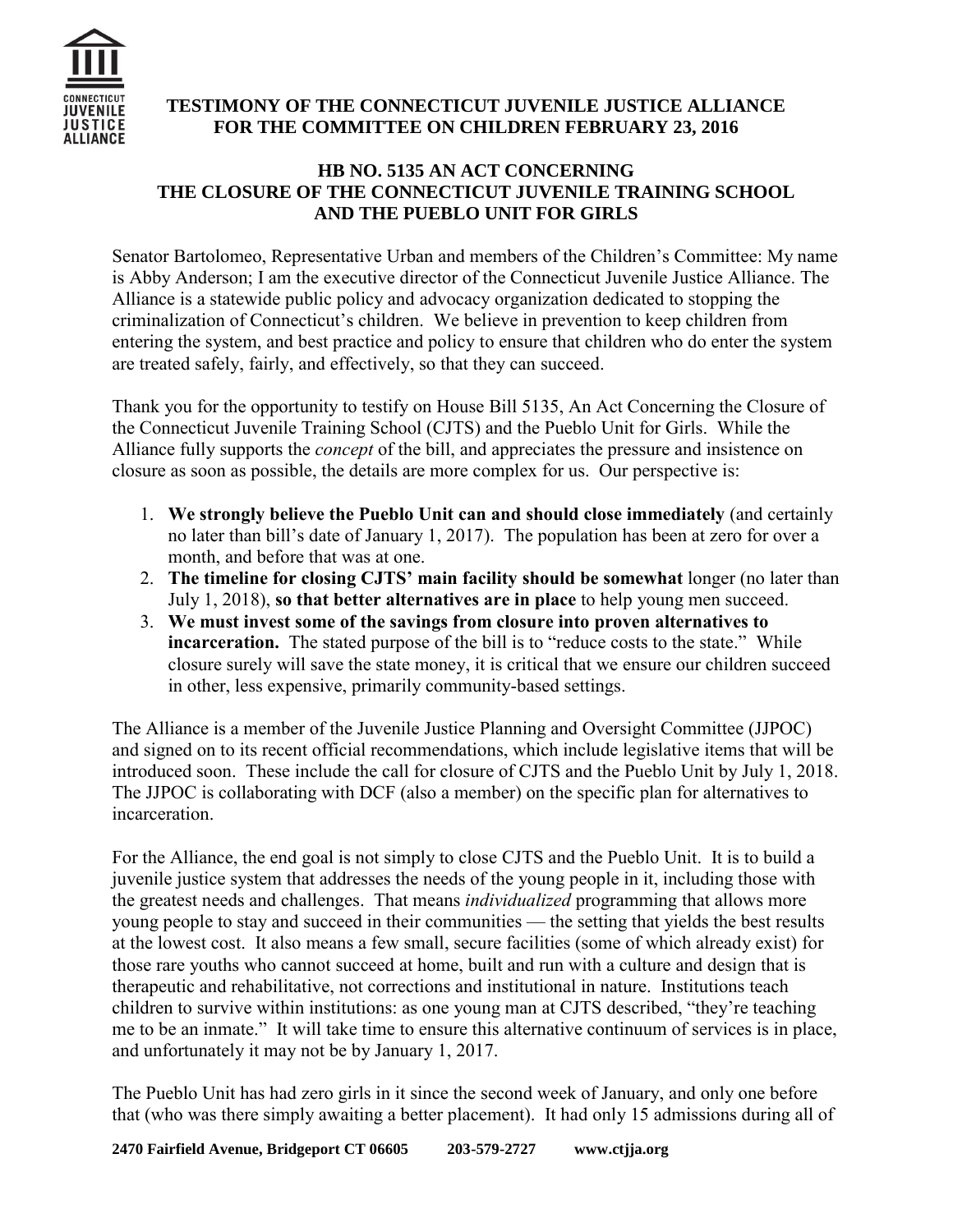# TESTIMONY OF THE CONNECTICUT JUVENILE JUSTICE ALLIANCE FOR THE COMMITTEE ON CHILDREN FEBRUARY 23, 2016

## HB NO. 5135 AN ACT CONCERNING THE CLOSURE OF THE CONNECTICUT JUVENILE TRAINING SCHOOL AND THE PUEBLO UNIT FOR GIRLS

Senator Bartolomeo, Representative Urban and members of the Children's Committee: My name is Abby Anderson; I am the executive director of the Connecticut Juvenile Justice Alliance. The Alliance is a statewide public policy and advocacy organization dedicated to stopping the criminalization of Connecticut's children. We believe in prevention to keep children from entering the system, and best practice and policy to ensure that children who do enter the system are treated safely, fairly, and effectively, so that they can succeed.

Thank you for the opportunity to testify on House Bill 5135, An Act Concerning the Closure of the Connecticut Juvenile Training School (CJTS) and the Pueblo Unit for Girls. While the Alliance fully supports the *concept* of the bill, and appreciates the pressure and insistence on closure as soon as possible, the details are more complex for us. Our perspective is:

1. **We strongly believe the Pueblo Unit can and should close immediately** (and certainly no later than bill's date of January 1, 2017). The population has been at zero for over a month, and before that was at one.
2. **The timeline for closing CJTS' main facility should be somewhat** longer (no later than July 1, 2018), **so that better alternatives are in place** to help young men succeed.
3. **We must invest some of the savings from closure into proven alternatives to incarceration.** The stated purpose of the bill is to "reduce costs to the state." While closure surely will save the state money, it is critical that we ensure our children succeed in other, less expensive, primarily community-based settings.

The Alliance is a member of the Juvenile Justice Planning and Oversight Committee (JJPOC) and signed on to its recent official recommendations, which include legislative items that will be introduced soon. These include the call for closure of CJTS and the Pueblo Unit by July 1, 2018. The JJPOC is collaborating with DCF (also a member) on the specific plan for alternatives to incarceration.

For the Alliance, the end goal is not simply to close CJTS and the Pueblo Unit. It is to build a juvenile justice system that addresses the needs of the young people in it, including those with the greatest needs and challenges. That means *individualized* programming that allows more young people to stay and succeed in their communities — the setting that yields the best results at the lowest cost. It also means a few small, secure facilities (some of which already exist) for those rare youths who cannot succeed at home, built and run with a culture and design that is therapeutic and rehabilitative, not corrections and institutional in nature. Institutions teach children to survive within institutions: as one young man at CJTS described, "they're teaching me to be an inmate." It will take time to ensure this alternative continuum of services is in place, and unfortunately it may not be by January 1, 2017.

The Pueblo Unit has had zero girls in it since the second week of January, and only one before that (who was there simply awaiting a better placement). It had only 15 admissions during all of

2470 Fairfield Avenue, Bridgeport CT 06605 203-579-2727 www.ctjja.org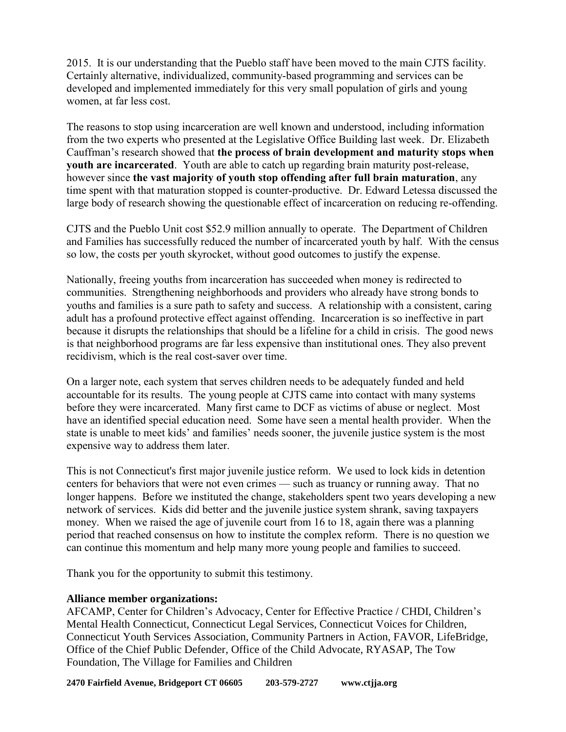2015. It is our understanding that the Pueblo staff have been moved to the main CJTS facility. Certainly alternative, individualized, community-based programming and services can be developed and implemented immediately for this very small population of girls and young women, at far less cost.

The reasons to stop using incarceration are well known and understood, including information from the two experts who presented at the Legislative Office Building last week. Dr. Elizabeth Cauffman's research showed that **the process of brain development and maturity stops when youth are incarcerated**. Youth are able to catch up regarding brain maturity post-release, however since **the vast majority of youth stop offending after full brain maturation**, any time spent with that maturation stopped is counter-productive. Dr. Edward Letessa discussed the large body of research showing the questionable effect of incarceration on reducing re-offending.

CJTS and the Pueblo Unit cost $52.9 million annually to operate. The Department of Children and Families has successfully reduced the number of incarcerated youth by half. With the census so low, the costs per youth skyrocket, without good outcomes to justify the expense.

Nationally, freeing youths from incarceration has succeeded when money is redirected to communities. Strengthening neighborhoods and providers who already have strong bonds to youths and families is a sure path to safety and success. A relationship with a consistent, caring adult has a profound protective effect against offending. Incarceration is so ineffective in part because it disrupts the relationships that should be a lifeline for a child in crisis. The good news is that neighborhood programs are far less expensive than institutional ones. They also prevent recidivism, which is the real cost-saver over time.

On a larger note, each system that serves children needs to be adequately funded and held accountable for its results. The young people at CJTS came into contact with many systems before they were incarcerated. Many first came to DCF as victims of abuse or neglect. Most have an identified special education need. Some have seen a mental health provider. When the state is unable to meet kids' and families' needs sooner, the juvenile justice system is the most expensive way to address them later.

This is not Connecticut's first major juvenile justice reform. We used to lock kids in detention centers for behaviors that were not even crimes — such as truancy or running away. That no longer happens. Before we instituted the change, stakeholders spent two years developing a new network of services. Kids did better and the juvenile justice system shrank, saving taxpayers money. When we raised the age of juvenile court from 16 to 18, again there was a planning period that reached consensus on how to institute the complex reform. There is no question we can continue this momentum and help many more young people and families to succeed.

Thank you for the opportunity to submit this testimony.

**Alliance member organizations:**
AFCAMP, Center for Children's Advocacy, Center for Effective Practice / CHDI, Children's Mental Health Connecticut, Connecticut Legal Services, Connecticut Voices for Children, Connecticut Youth Services Association, Community Partners in Action, FAVOR, LifeBridge, Office of the Chief Public Defender, Office of the Child Advocate, RYASAP, The Tow Foundation, The Village for Families and Children

**2470 Fairfield Avenue, Bridgeport CT 06605 203-579-2727 www.ctjja.org**